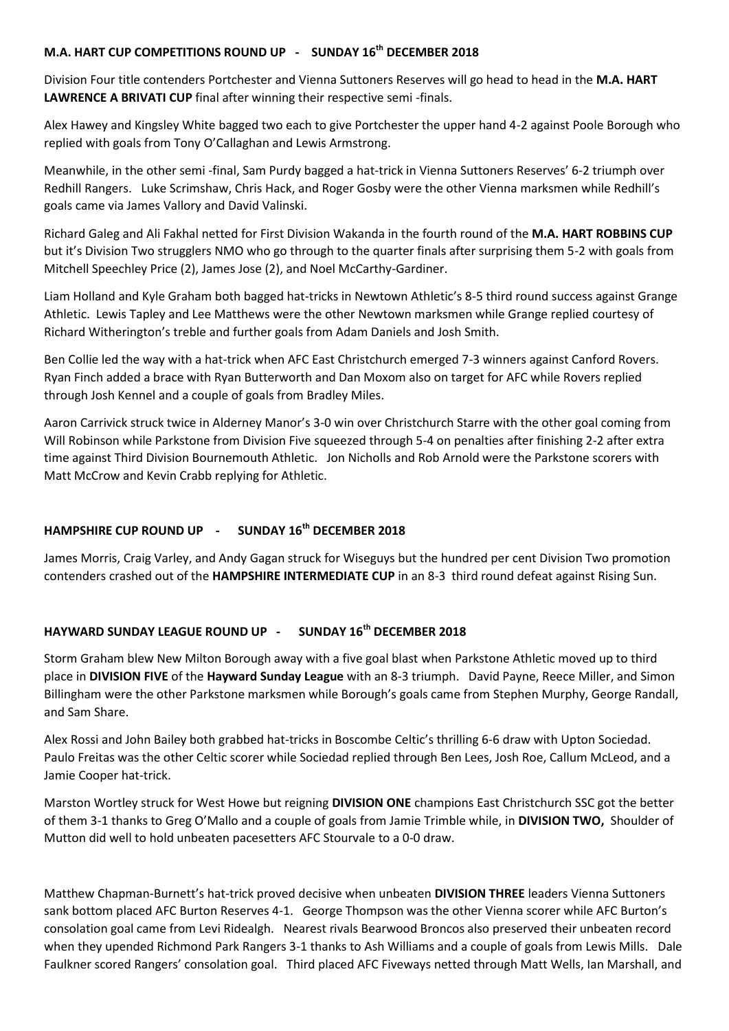## M.A. HART CUP COMPETITIONS ROUND UP - SUNDAY 16th DECEMBER 2018

Division Four title contenders Portchester and Vienna Suttoners Reserves will go head to head in the **M.A. HART LAWRENCE A BRIVATI CUP** final after winning their respective semi -finals.

Alex Hawey and Kingsley White bagged two each to give Portchester the upper hand 4-2 against Poole Borough who replied with goals from Tony O'Callaghan and Lewis Armstrong.

Meanwhile, in the other semi -final, Sam Purdy bagged a hat-trick in Vienna Suttoners Reserves' 6-2 triumph over Redhill Rangers. Luke Scrimshaw, Chris Hack, and Roger Gosby were the other Vienna marksmen while Redhill's goals came via James Vallory and David Valinski.

Richard Galeg and Ali Fakhal netted for First Division Wakanda in the fourth round of the **M.A. HART ROBBINS CUP** but it's Division Two strugglers NMO who go through to the quarter finals after surprising them 5-2 with goals from Mitchell Speechley Price (2), James Jose (2), and Noel McCarthy-Gardiner.

Liam Holland and Kyle Graham both bagged hat-tricks in Newtown Athletic's 8-5 third round success against Grange Athletic. Lewis Tapley and Lee Matthews were the other Newtown marksmen while Grange replied courtesy of Richard Witherington's treble and further goals from Adam Daniels and Josh Smith.

Ben Collie led the way with a hat-trick when AFC East Christchurch emerged 7-3 winners against Canford Rovers. Ryan Finch added a brace with Ryan Butterworth and Dan Moxom also on target for AFC while Rovers replied through Josh Kennel and a couple of goals from Bradley Miles.

Aaron Carrivick struck twice in Alderney Manor's 3-0 win over Christchurch Starre with the other goal coming from Will Robinson while Parkstone from Division Five squeezed through 5-4 on penalties after finishing 2-2 after extra time against Third Division Bournemouth Athletic. Jon Nicholls and Rob Arnold were the Parkstone scorers with Matt McCrow and Kevin Crabb replying for Athletic.

## HAMPSHIRE CUP ROUND UP - SUNDAY 16th DECEMBER 2018

James Morris, Craig Varley, and Andy Gagan struck for Wiseguys but the hundred per cent Division Two promotion contenders crashed out of the **HAMPSHIRE INTERMEDIATE CUP** in an 8-3 third round defeat against Rising Sun.

## HAYWARD SUNDAY LEAGUE ROUND UP - SUNDAY 16th DECEMBER 2018

Storm Graham blew New Milton Borough away with a five goal blast when Parkstone Athletic moved up to third place in **DIVISION FIVE** of the **Hayward Sunday League** with an 8-3 triumph. David Payne, Reece Miller, and Simon Billingham were the other Parkstone marksmen while Borough's goals came from Stephen Murphy, George Randall, and Sam Share.

Alex Rossi and John Bailey both grabbed hat-tricks in Boscombe Celtic's thrilling 6-6 draw with Upton Sociedad. Paulo Freitas was the other Celtic scorer while Sociedad replied through Ben Lees, Josh Roe, Callum McLeod, and a Jamie Cooper hat-trick.

Marston Wortley struck for West Howe but reigning **DIVISION ONE** champions East Christchurch SSC got the better of them 3-1 thanks to Greg O'Mallo and a couple of goals from Jamie Trimble while, in **DIVISION TWO,** Shoulder of Mutton did well to hold unbeaten pacesetters AFC Stourvale to a 0-0 draw.

Matthew Chapman-Burnett's hat-trick proved decisive when unbeaten **DIVISION THREE** leaders Vienna Suttoners sank bottom placed AFC Burton Reserves 4-1. George Thompson was the other Vienna scorer while AFC Burton's consolation goal came from Levi Ridealgh. Nearest rivals Bearwood Broncos also preserved their unbeaten record when they upended Richmond Park Rangers 3-1 thanks to Ash Williams and a couple of goals from Lewis Mills. Dale Faulkner scored Rangers' consolation goal. Third placed AFC Fiveways netted through Matt Wells, Ian Marshall, and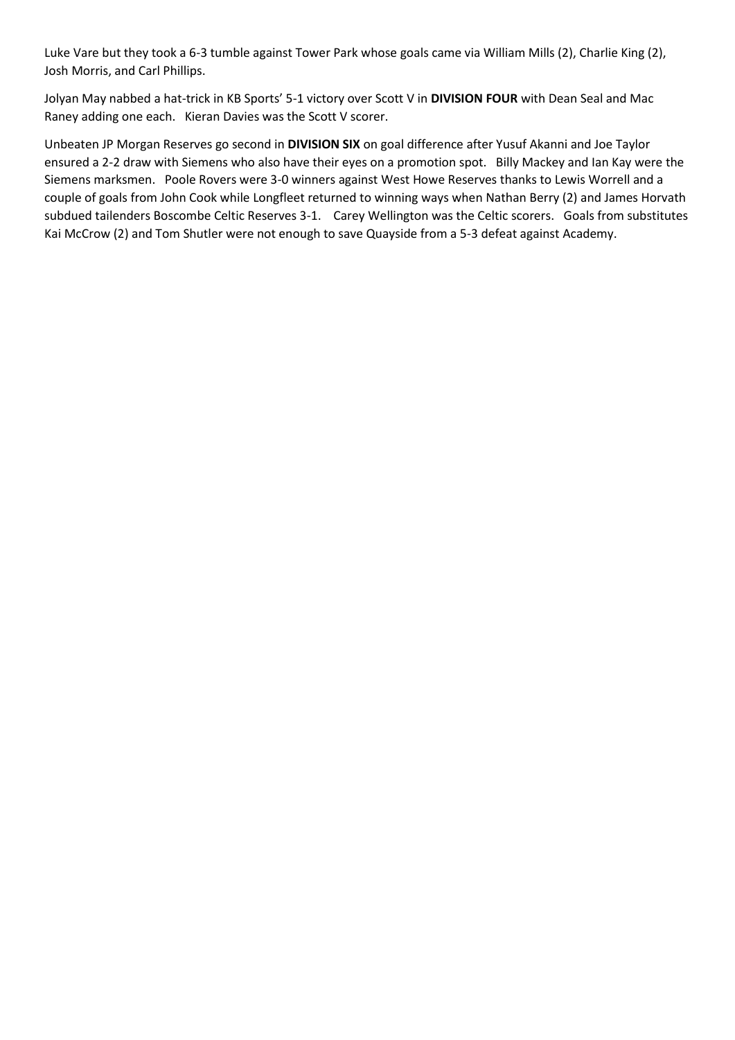Luke Vare but they took a 6-3 tumble against Tower Park whose goals came via William Mills (2), Charlie King (2), Josh Morris, and Carl Phillips.

Jolyan May nabbed a hat-trick in KB Sports' 5-1 victory over Scott V in **DIVISION FOUR** with Dean Seal and Mac Raney adding one each. Kieran Davies was the Scott V scorer.

Unbeaten JP Morgan Reserves go second in **DIVISION SIX** on goal difference after Yusuf Akanni and Joe Taylor ensured a 2-2 draw with Siemens who also have their eyes on a promotion spot. Billy Mackey and Ian Kay were the Siemens marksmen. Poole Rovers were 3-0 winners against West Howe Reserves thanks to Lewis Worrell and a couple of goals from John Cook while Longfleet returned to winning ways when Nathan Berry (2) and James Horvath subdued tailenders Boscombe Celtic Reserves 3-1. Carey Wellington was the Celtic scorers. Goals from substitutes Kai McCrow (2) and Tom Shutler were not enough to save Quayside from a 5-3 defeat against Academy.